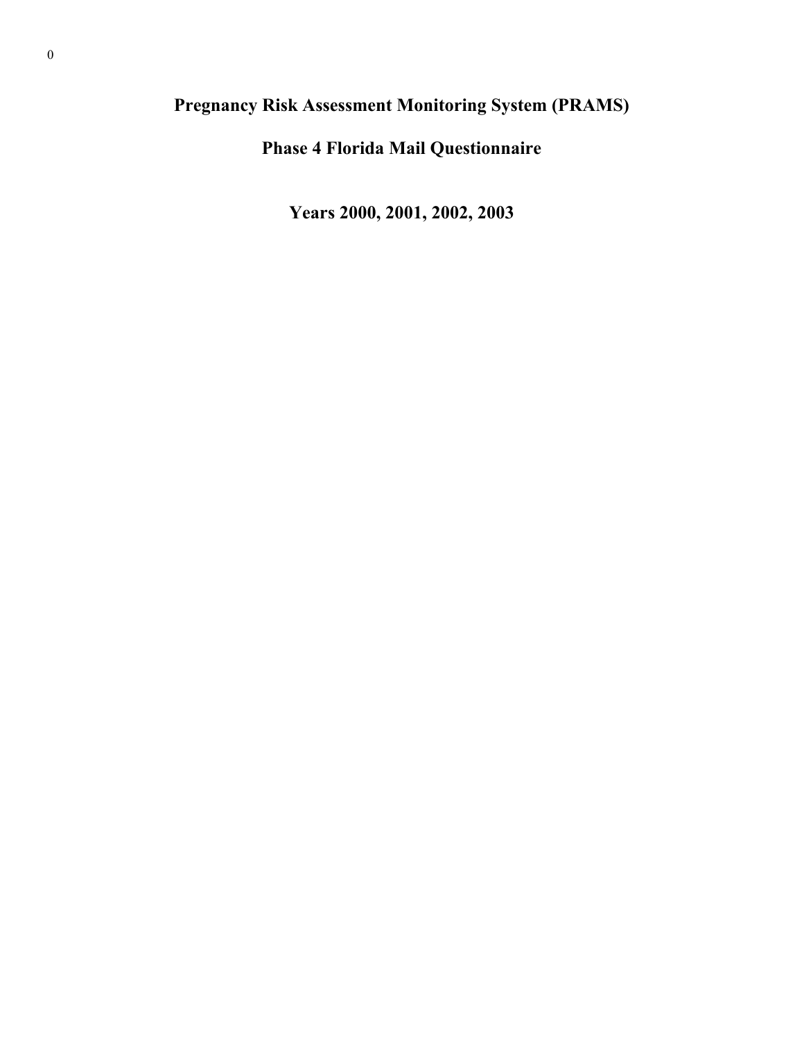# Pregnancy Risk Assessment Monitoring System (PRAMS)

## Phase 4 Florida Mail Questionnaire

## Years 2000, 2001, 2002, 2003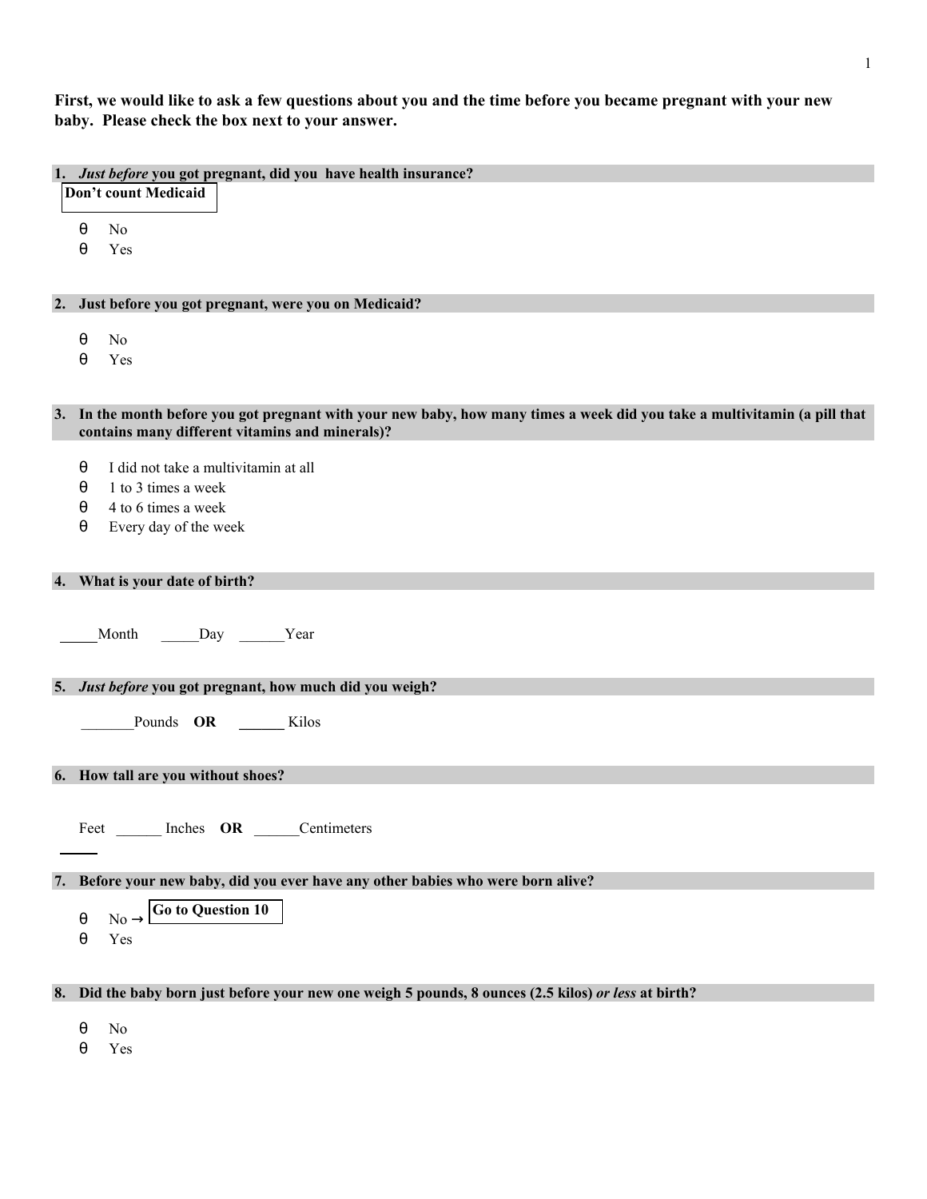**First, we would like to ask a few questions about you and the time before you became pregnant with your new baby. Please check the box next to your answer.**

**1. *Just before* you got pregnant, did you have health insurance?**

**Don't count Medicaid**

- θ No
- θ Yes

**2. Just before you got pregnant, were you on Medicaid?**

- θ No
- θ Yes

**3. In the month before you got pregnant with your new baby, how many times a week did you take a multivitamin (a pill that contains many different vitamins and minerals)?**

- θ I did not take a multivitamin at all
- θ 1 to 3 times a week
- θ 4 to 6 times a week
- θ Every day of the week

**4. What is your date of birth?**

_____Month _____Day ______Year

**5. *Just before* you got pregnant, how much did you weigh?**

_______Pounds **OR** ______ Kilos

**6. How tall are you without shoes?**

_____ Feet ______ Inches **OR** ______Centimeters

**7. Before your new baby, did you ever have any other babies who were born alive?**

- θ No → **Go to Question 10**
- θ Yes

**8. Did the baby born just before your new one weigh 5 pounds, 8 ounces (2.5 kilos) *or less* at birth?**

- θ No
- θ Yes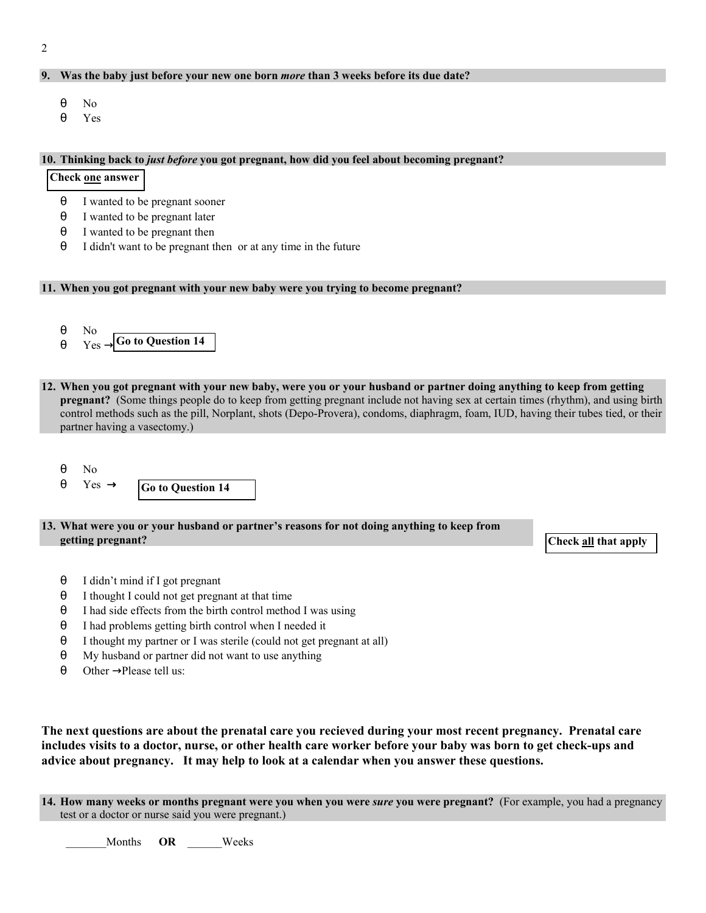**9. Was the baby just before your new one born *more* than 3 weeks before its due date?**

- θ No
- θ Yes

**10. Thinking back to *just before* you got pregnant, how did you feel about becoming pregnant?**

**Check one answer**

- θ I wanted to be pregnant sooner
- θ I wanted to be pregnant later
- θ I wanted to be pregnant then
- θ I didn't want to be pregnant then or at any time in the future

**11. When you got pregnant with your new baby were you trying to become pregnant?**

- θ No
- θ Yes → **Go to Question 14**

**12. When you got pregnant with your new baby, were you or your husband or partner doing anything to keep from getting pregnant?** (Some things people do to keep from getting pregnant include not having sex at certain times (rhythm), and using birth control methods such as the pill, Norplant, shots (Depo-Provera), condoms, diaphragm, foam, IUD, having their tubes tied, or their partner having a vasectomy.)

- θ No
- θ Yes → **Go to Question 14**

**13. What were you or your husband or partner's reasons for not doing anything to keep from getting pregnant?**

**Check all that apply**

- θ I didn't mind if I got pregnant
- θ I thought I could not get pregnant at that time
- θ I had side effects from the birth control method I was using
- θ I had problems getting birth control when I needed it
- θ I thought my partner or I was sterile (could not get pregnant at all)
- θ My husband or partner did not want to use anything
- θ Other →Please tell us:

**The next questions are about the prenatal care you recieved during your most recent pregnancy. Prenatal care includes visits to a doctor, nurse, or other health care worker before your baby was born to get check-ups and advice about pregnancy. It may help to look at a calendar when you answer these questions.**

**14. How many weeks or months pregnant were you when you were *sure* you were pregnant?** (For example, you had a pregnancy test or a doctor or nurse said you were pregnant.)

_______Months **OR** ______Weeks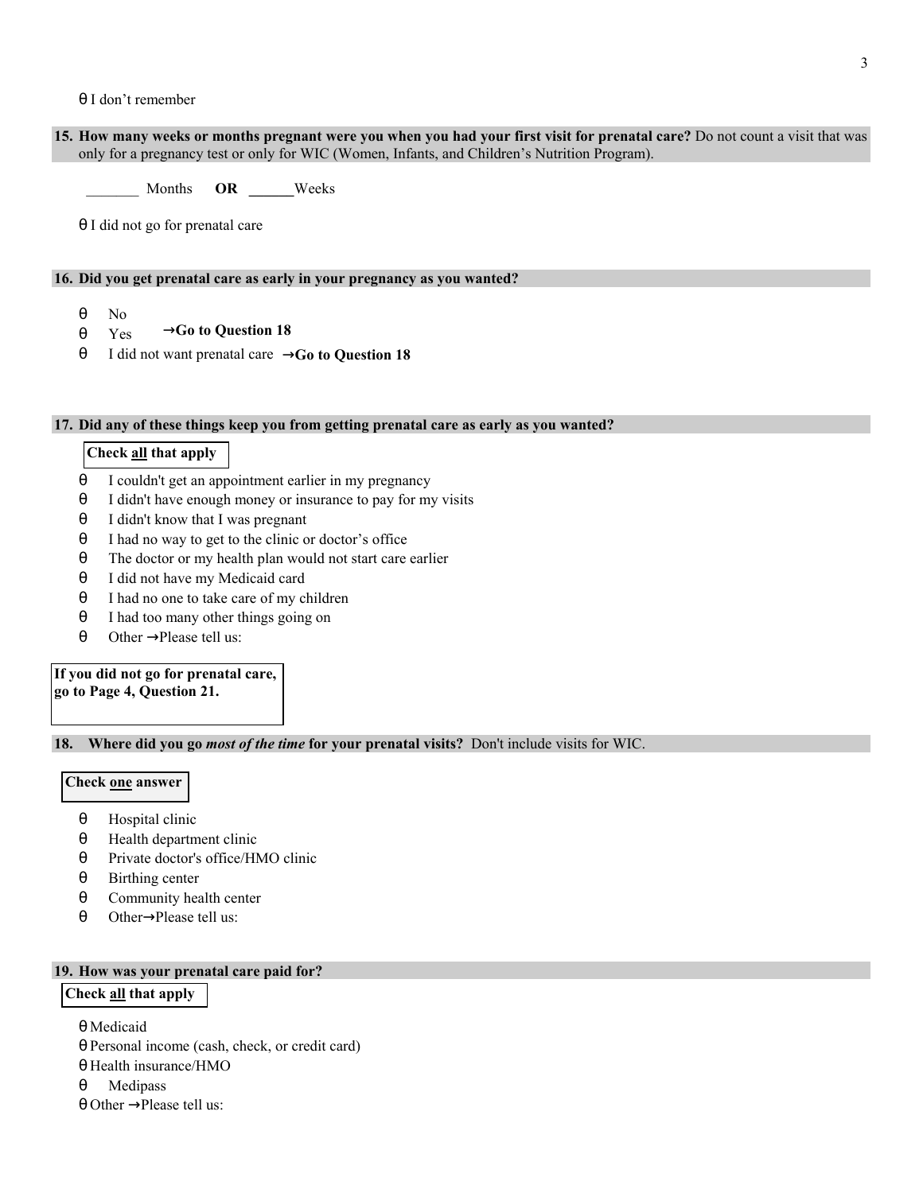θ I don't remember

**15. How many weeks or months pregnant were you when you had your first visit for prenatal care?** Do not count a visit that was only for a pregnancy test or only for WIC (Women, Infants, and Children's Nutrition Program).

_______ Months **OR** ______Weeks

θ I did not go for prenatal care

**16. Did you get prenatal care as early in your pregnancy as you wanted?**

θ No
θ Yes **→Go to Question 18**
θ I did not want prenatal care **→Go to Question 18**

**17. Did any of these things keep you from getting prenatal care as early as you wanted?**

**Check all that apply**

θ I couldn't get an appointment earlier in my pregnancy
θ I didn't have enough money or insurance to pay for my visits
θ I didn't know that I was pregnant
θ I had no way to get to the clinic or doctor's office
θ The doctor or my health plan would not start care earlier
θ I did not have my Medicaid card
θ I had no one to take care of my children
θ I had too many other things going on
θ Other →Please tell us:

**If you did not go for prenatal care, go to Page 4, Question 21.**

**18. Where did you go *most of the time* for your prenatal visits?** Don't include visits for WIC.

**Check one answer**

θ Hospital clinic
θ Health department clinic
θ Private doctor's office/HMO clinic
θ Birthing center
θ Community health center
θ Other→Please tell us:

**19. How was your prenatal care paid for?**

**Check all that apply**

θ Medicaid
θ Personal income (cash, check, or credit card)
θ Health insurance/HMO
θ Medipass
θ Other →Please tell us: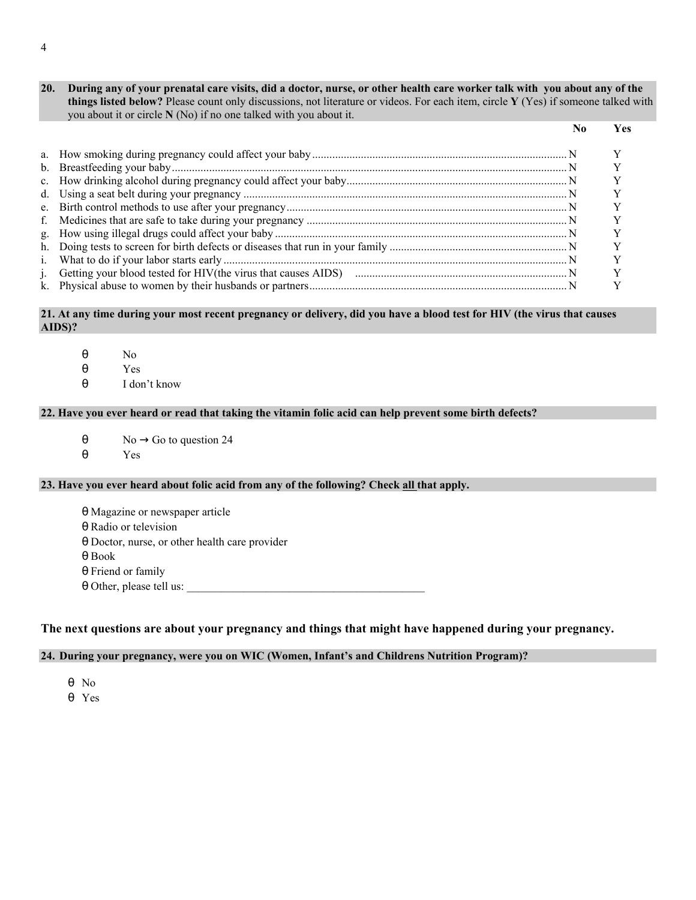**20. During any of your prenatal care visits, did a doctor, nurse, or other health care worker talk with you about any of the things listed below?** Please count only discussions, not literature or videos. For each item, circle **Y** (Yes) if someone talked with you about it or circle **N** (No) if no one talked with you about it.

| | | No | Yes |
|---|---|---|---|
| a. | How smoking during pregnancy could affect your baby | N | Y |
| b. | Breastfeeding your baby | N | Y |
| c. | How drinking alcohol during pregnancy could affect your baby | N | Y |
| d. | Using a seat belt during your pregnancy | N | Y |
| e. | Birth control methods to use after your pregnancy | N | Y |
| f. | Medicines that are safe to take during your pregnancy | N | Y |
| g. | How using illegal drugs could affect your baby | N | Y |
| h. | Doing tests to screen for birth defects or diseases that run in your family | N | Y |
| i. | What to do if your labor starts early | N | Y |
| j. | Getting your blood tested for HIV(the virus that causes AIDS) | N | Y |
| k. | Physical abuse to women by their husbands or partners | N | Y |

**21. At any time during your most recent pregnancy or delivery, did you have a blood test for HIV (the virus that causes AIDS)?**

- θ No
- θ Yes
- θ I don't know

**22. Have you ever heard or read that taking the vitamin folic acid can help prevent some birth defects?**

- θ No → Go to question 24
- θ Yes

**23. Have you ever heard about folic acid from any of the following? Check all that apply.**

- θ Magazine or newspaper article
- θ Radio or television
- θ Doctor, nurse, or other health care provider
- θ Book
- θ Friend or family
- θ Other, please tell us: ___________________________________________

**The next questions are about your pregnancy and things that might have happened during your pregnancy.**

**24. During your pregnancy, were you on WIC (Women, Infant's and Childrens Nutrition Program)?**

- θ No
- θ Yes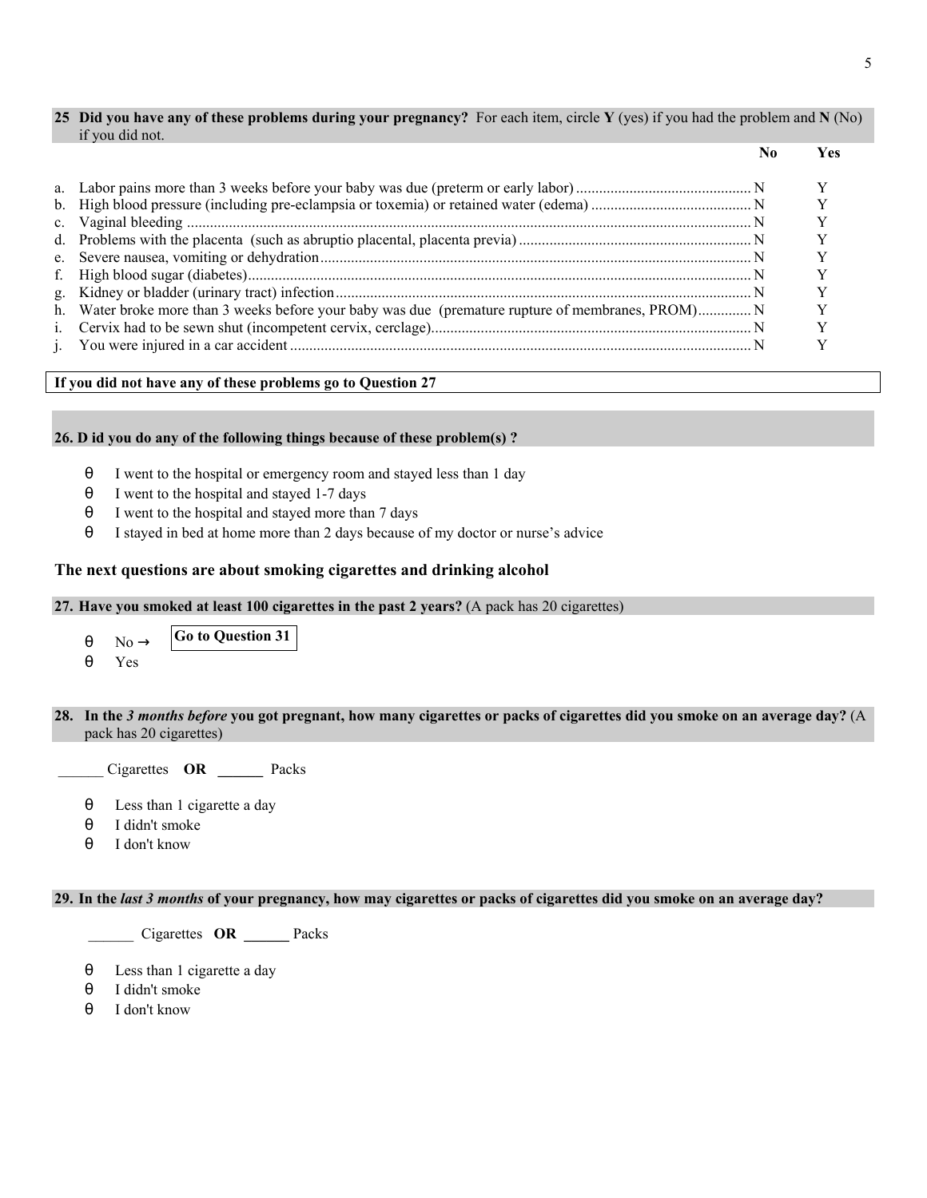**25 Did you have any of these problems during your pregnancy?** For each item, circle **Y** (yes) if you had the problem and **N** (No) if you did not.

| | | **No** | **Yes** |
|---|---|---|---|
| a. | Labor pains more than 3 weeks before your baby was due (preterm or early labor) | N | Y |
| b. | High blood pressure (including pre-eclampsia or toxemia) or retained water (edema) | N | Y |
| c. | Vaginal bleeding | N | Y |
| d. | Problems with the placenta (such as abruptio placental, placenta previa) | N | Y |
| e. | Severe nausea, vomiting or dehydration | N | Y |
| f. | High blood sugar (diabetes) | N | Y |
| g. | Kidney or bladder (urinary tract) infection | N | Y |
| h. | Water broke more than 3 weeks before your baby was due (premature rupture of membranes, PROM) | N | Y |
| i. | Cervix had to be sewn shut (incompetent cervix, cerclage) | N | Y |
| j. | You were injured in a car accident | N | Y |

**If you did not have any of these problems go to Question 27**

**26. D id you do any of the following things because of these problem(s) ?**

- θ I went to the hospital or emergency room and stayed less than 1 day
- θ I went to the hospital and stayed 1-7 days
- θ I went to the hospital and stayed more than 7 days
- θ I stayed in bed at home more than 2 days because of my doctor or nurse's advice

### The next questions are about smoking cigarettes and drinking alcohol

**27. Have you smoked at least 100 cigarettes in the past 2 years?** (A pack has 20 cigarettes)

- θ No → **Go to Question 31**
- θ Yes

**28. In the *3 months before* you got pregnant, how many cigarettes or packs of cigarettes did you smoke on an average day?** (A pack has 20 cigarettes)

______ Cigarettes **OR** ______ Packs

- θ Less than 1 cigarette a day
- θ I didn't smoke
- θ I don't know

**29. In the *last 3 months* of your pregnancy, how may cigarettes or packs of cigarettes did you smoke on an average day?**

______ Cigarettes **OR** ______ Packs

- θ Less than 1 cigarette a day
- θ I didn't smoke
- θ I don't know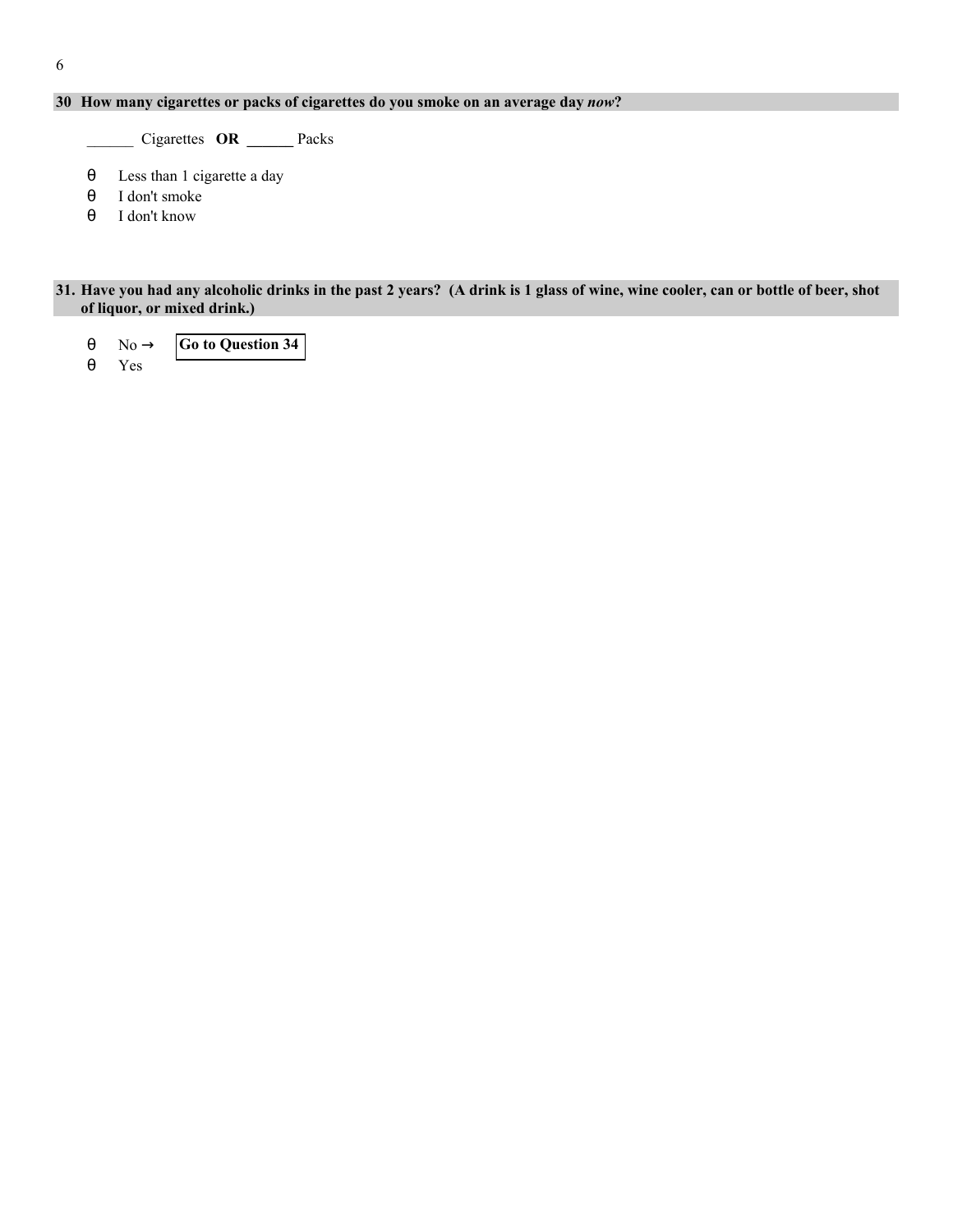**30 How many cigarettes or packs of cigarettes do you smoke on an average day *now*?**

______ Cigarettes **OR ______** Packs

- θ Less than 1 cigarette a day
- θ I don't smoke
- θ I don't know

**31. Have you had any alcoholic drinks in the past 2 years? (A drink is 1 glass of wine, wine cooler, can or bottle of beer, shot of liquor, or mixed drink.)**

- θ No → **Go to Question 34**
- θ Yes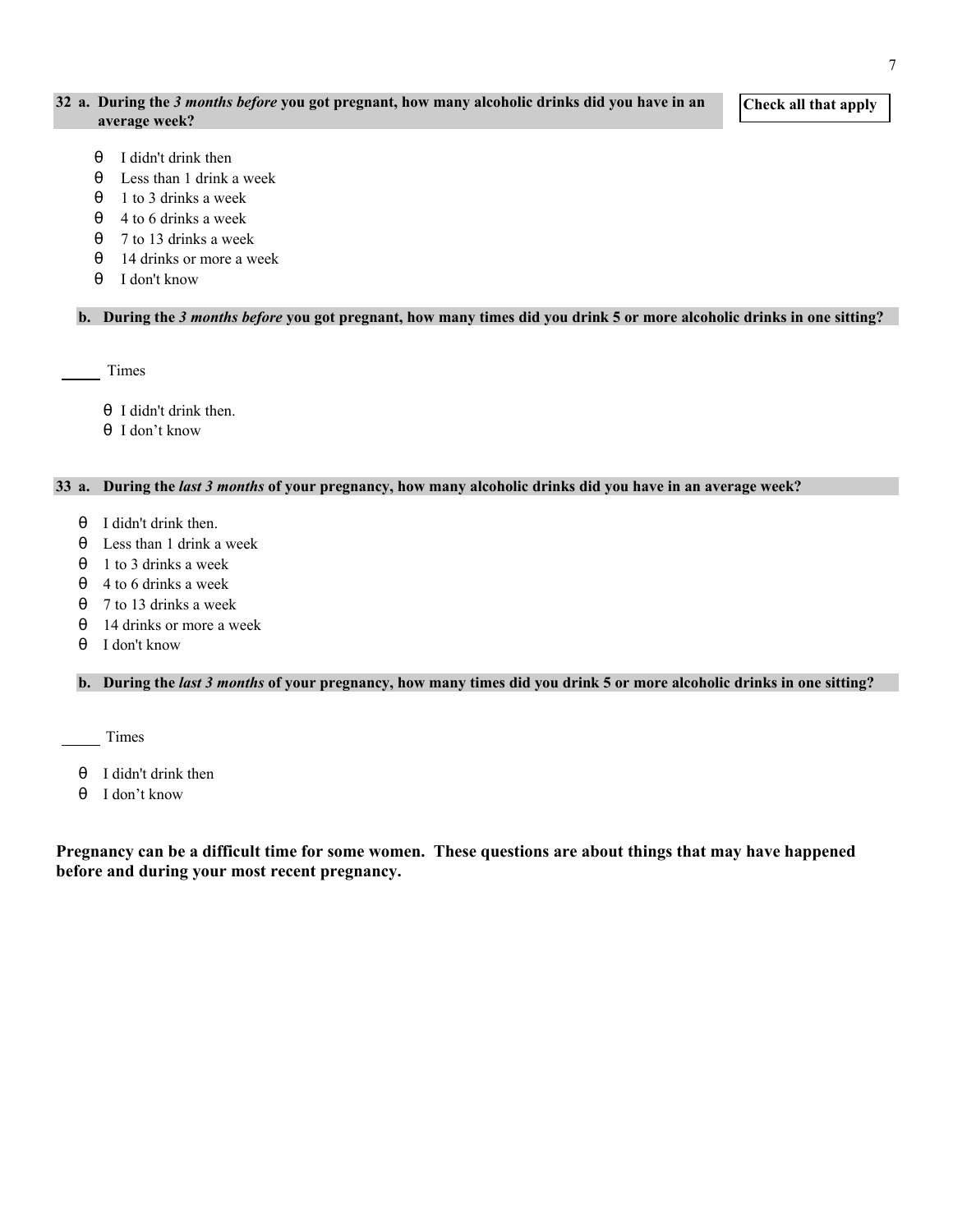**32 a. During the *3 months before* you got pregnant, how many alcoholic drinks did you have in an average week?**

**Check all that apply**

- θ I didn't drink then
- θ Less than 1 drink a week
- θ 1 to 3 drinks a week
- θ 4 to 6 drinks a week
- θ 7 to 13 drinks a week
- θ 14 drinks or more a week
- θ I don't know

**b. During the *3 months before* you got pregnant, how many times did you drink 5 or more alcoholic drinks in one sitting?**

_____ Times

- θ I didn't drink then.
- θ I don't know

**33 a. During the *last 3 months* of your pregnancy, how many alcoholic drinks did you have in an average week?**

- θ I didn't drink then.
- θ Less than 1 drink a week
- θ 1 to 3 drinks a week
- θ 4 to 6 drinks a week
- θ 7 to 13 drinks a week
- θ 14 drinks or more a week
- θ I don't know

**b. During the *last 3 months* of your pregnancy, how many times did you drink 5 or more alcoholic drinks in one sitting?**

_____ Times

- θ I didn't drink then
- θ I don't know

**Pregnancy can be a difficult time for some women. These questions are about things that may have happened before and during your most recent pregnancy.**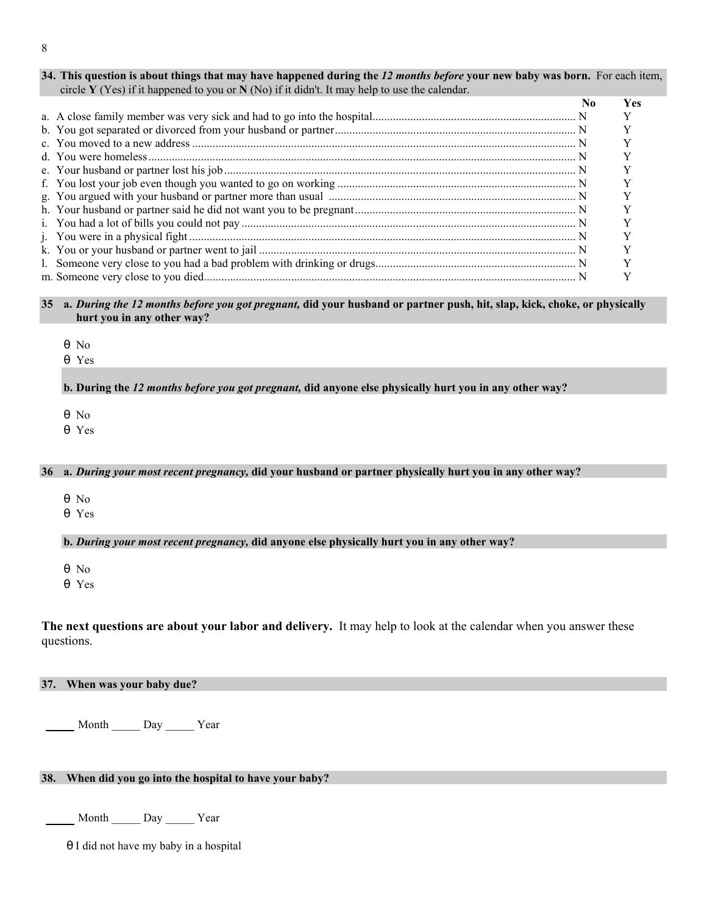**34. This question is about things that may have happened during the *12 months before* your new baby was born.** For each item, circle **Y** (Yes) if it happened to you or **N** (No) if it didn't. It may help to use the calendar.

| | No | Yes |
|---|---|---|
| a. A close family member was very sick and had to go into the hospital | N | Y |
| b. You got separated or divorced from your husband or partner | N | Y |
| c. You moved to a new address | N | Y |
| d. You were homeless | N | Y |
| e. Your husband or partner lost his job | N | Y |
| f. You lost your job even though you wanted to go on working | N | Y |
| g. You argued with your husband or partner more than usual | N | Y |
| h. Your husband or partner said he did not want you to be pregnant | N | Y |
| i. You had a lot of bills you could not pay | N | Y |
| j. You were in a physical fight | N | Y |
| k. You or your husband or partner went to jail | N | Y |
| l. Someone very close to you had a bad problem with drinking or drugs | N | Y |
| m. Someone very close to you died | N | Y |

**35 a. *During the 12 months before you got pregnant,* did your husband or partner push, hit, slap, kick, choke, or physically hurt you in any other way?**

- No
- Yes

**b. During the *12 months before you got pregnant,* did anyone else physically hurt you in any other way?**

- No
- Yes

**36 a. *During your most recent pregnancy,* did your husband or partner physically hurt you in any other way?**

- No
- Yes

**b. *During your most recent pregnancy,* did anyone else physically hurt you in any other way?**

- No
- Yes

**The next questions are about your labor and delivery.** It may help to look at the calendar when you answer these questions.

**37. When was your baby due?**

_____ Month _____ Day _____ Year

**38. When did you go into the hospital to have your baby?**

_____ Month _____ Day _____ Year

- I did not have my baby in a hospital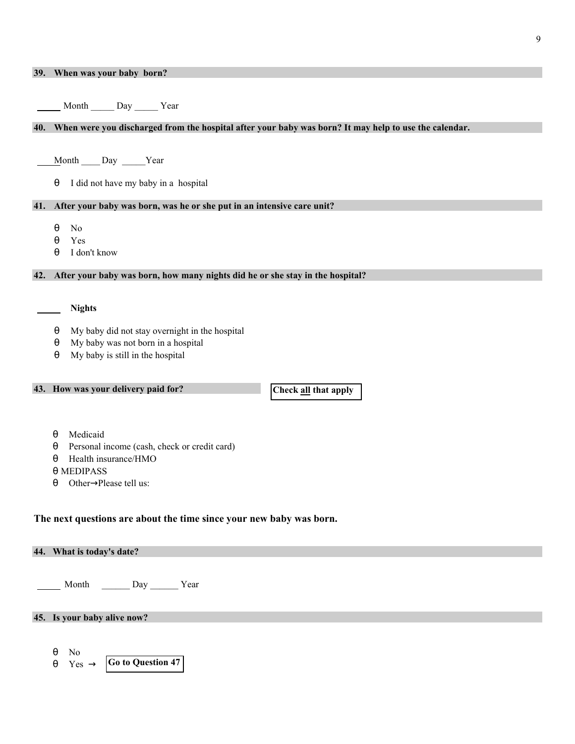**39. When was your baby born?**

_____ Month _____ Day _____ Year

**40. When were you discharged from the hospital after your baby was born? It may help to use the calendar.**

_____ Month _____ Day _____ Year

- θ I did not have my baby in a hospital

**41. After your baby was born, was he or she put in an intensive care unit?**

- θ No
- θ Yes
- θ I don't know

**42. After your baby was born, how many nights did he or she stay in the hospital?**

_____ **Nights**

- θ My baby did not stay overnight in the hospital
- θ My baby was not born in a hospital
- θ My baby is still in the hospital

**43. How was your delivery paid for?** **Check all that apply**

- θ Medicaid
- θ Personal income (cash, check or credit card)
- θ Health insurance/HMO
- θ MEDIPASS
- θ Other→Please tell us:

**The next questions are about the time since your new baby was born.**

**44. What is today's date?**

_____ Month _____ Day _____ Year

**45. Is your baby alive now?**

- θ No
- θ Yes → **Go to Question 47**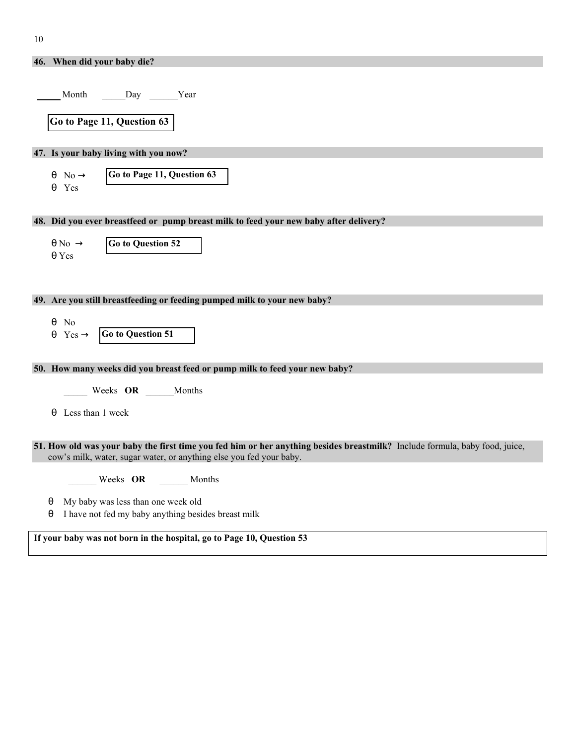**46. When did your baby die?**

_____ Month _____Day ______Year

**Go to Page 11, Question 63**

**47. Is your baby living with you now?**

- θ No → **Go to Page 11, Question 63**
- θ Yes

**48. Did you ever breastfeed or pump breast milk to feed your new baby after delivery?**

- θ No → **Go to Question 52**
- θ Yes

**49. Are you still breastfeeding or feeding pumped milk to your new baby?**

- θ No
- θ Yes → **Go to Question 51**

**50. How many weeks did you breast feed or pump milk to feed your new baby?**

_____ Weeks **OR** ______Months

- θ Less than 1 week

**51. How old was your baby the first time you fed him or her anything besides breastmilk?** Include formula, baby food, juice, cow's milk, water, sugar water, or anything else you fed your baby.

______ Weeks **OR** ______ Months

- θ My baby was less than one week old
- θ I have not fed my baby anything besides breast milk

**If your baby was not born in the hospital, go to Page 10, Question 53**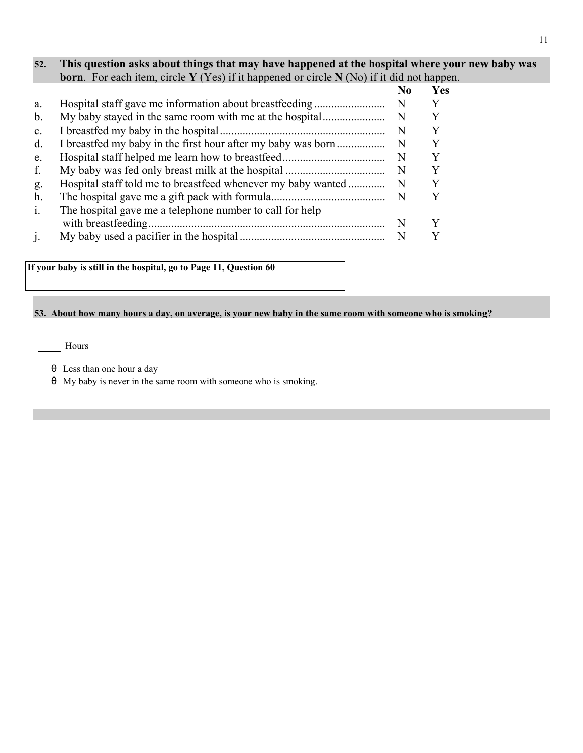**52. This question asks about things that may have happened at the hospital where your new baby was born.** For each item, circle **Y** (Yes) if it happened or circle **N** (No) if it did not happen.

| | | **No** | **Yes** |
|---|---|---|---|
| a. | Hospital staff gave me information about breastfeeding | N | Y |
| b. | My baby stayed in the same room with me at the hospital | N | Y |
| c. | I breastfed my baby in the hospital | N | Y |
| d. | I breastfed my baby in the first hour after my baby was born | N | Y |
| e. | Hospital staff helped me learn how to breastfeed | N | Y |
| f. | My baby was fed only breast milk at the hospital | N | Y |
| g. | Hospital staff told me to breastfeed whenever my baby wanted | N | Y |
| h. | The hospital gave me a gift pack with formula | N | Y |
| i. | The hospital gave me a telephone number to call for help with breastfeeding | N | Y |
| j. | My baby used a pacifier in the hospital | N | Y |

**If your baby is still in the hospital, go to Page 11, Question 60**

**53. About how many hours a day, on average, is your new baby in the same room with someone who is smoking?**

_____ Hours

- θ Less than one hour a day
- θ My baby is never in the same room with someone who is smoking.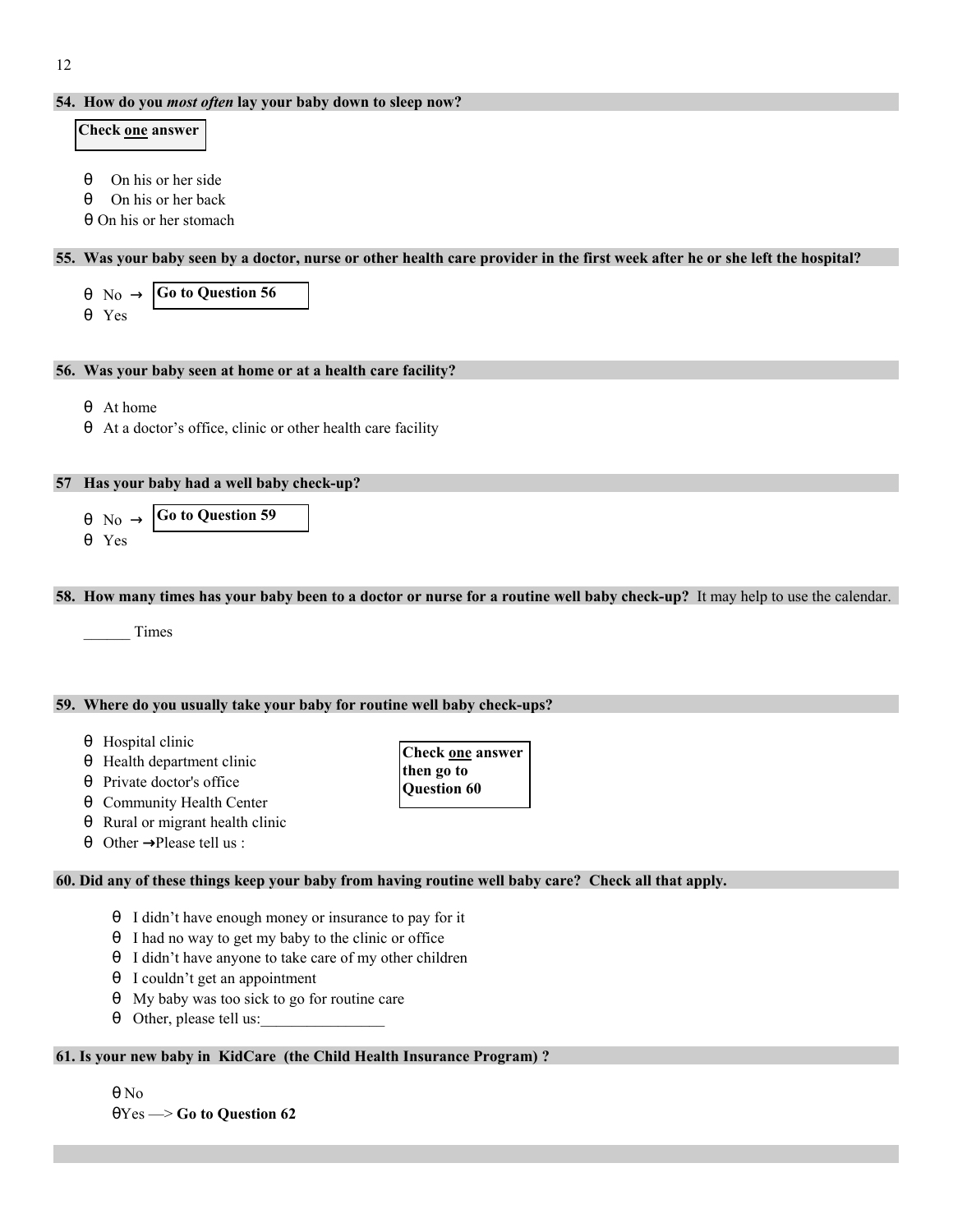**54. How do you *most often* lay your baby down to sleep now?**

**Check one answer**

- θ On his or her side
- θ On his or her back
- θ On his or her stomach

**55. Was your baby seen by a doctor, nurse or other health care provider in the first week after he or she left the hospital?**

- θ No → **Go to Question 56**
- θ Yes

**56. Was your baby seen at home or at a health care facility?**

- θ At home
- θ At a doctor's office, clinic or other health care facility

**57 Has your baby had a well baby check-up?**

- θ No → **Go to Question 59**
- θ Yes

**58. How many times has your baby been to a doctor or nurse for a routine well baby check-up?** It may help to use the calendar.

______ Times

**59. Where do you usually take your baby for routine well baby check-ups?**

**Check one answer then go to Question 60**

- θ Hospital clinic
- θ Health department clinic
- θ Private doctor's office
- θ Community Health Center
- θ Rural or migrant health clinic
- θ Other →Please tell us :

**60. Did any of these things keep your baby from having routine well baby care? Check all that apply.**

- θ I didn't have enough money or insurance to pay for it
- θ I had no way to get my baby to the clinic or office
- θ I didn't have anyone to take care of my other children
- θ I couldn't get an appointment
- θ My baby was too sick to go for routine care
- θ Other, please tell us:________________

**61. Is your new baby in KidCare (the Child Health Insurance Program) ?**

- θ No
- θ Yes —> **Go to Question 62**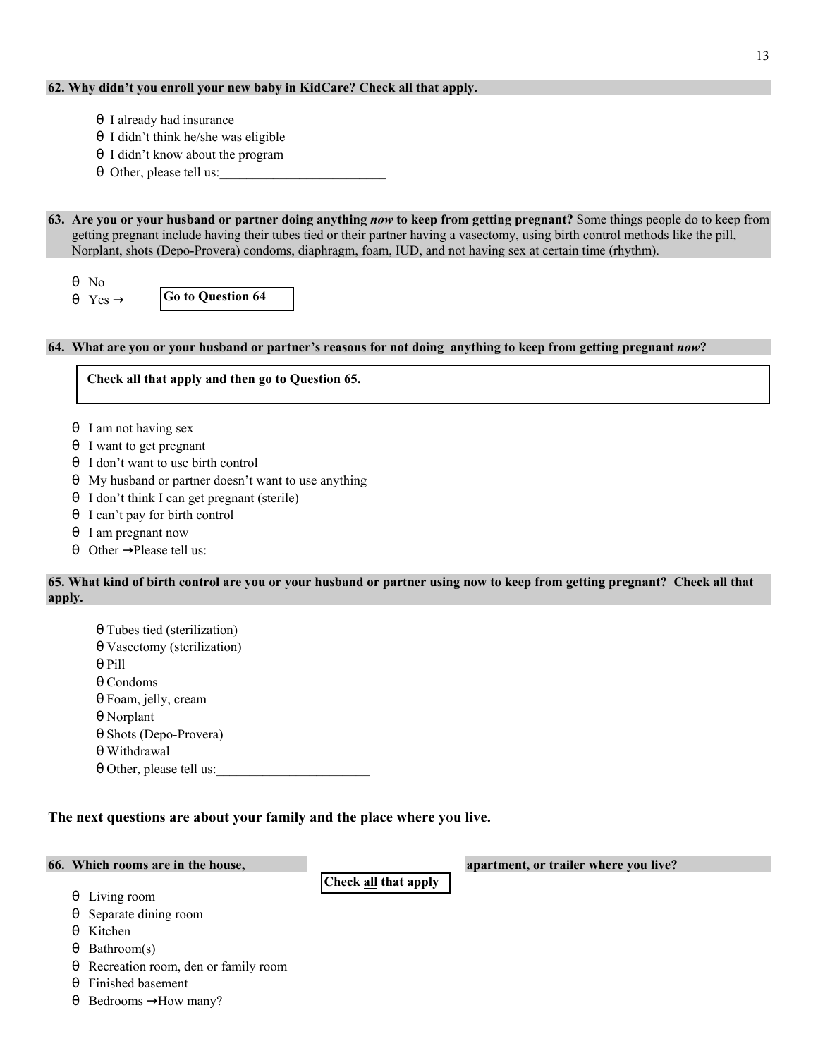**62. Why didn't you enroll your new baby in KidCare? Check all that apply.**

- θ I already had insurance
- θ I didn't think he/she was eligible
- θ I didn't know about the program
- θ Other, please tell us:_________________________

**63. Are you or your husband or partner doing anything *now* to keep from getting pregnant?** Some things people do to keep from getting pregnant include having their tubes tied or their partner having a vasectomy, using birth control methods like the pill, Norplant, shots (Depo-Provera) condoms, diaphragm, foam, IUD, and not having sex at certain time (rhythm).

- θ No
- θ Yes → **Go to Question 64**

**64. What are you or your husband or partner's reasons for not doing anything to keep from getting pregnant *now*?**

**Check all that apply and then go to Question 65.**

- θ I am not having sex
- θ I want to get pregnant
- θ I don't want to use birth control
- θ My husband or partner doesn't want to use anything
- θ I don't think I can get pregnant (sterile)
- θ I can't pay for birth control
- θ I am pregnant now
- θ Other →Please tell us:

**65. What kind of birth control are you or your husband or partner using now to keep from getting pregnant? Check all that apply.**

- θ Tubes tied (sterilization)
- θ Vasectomy (sterilization)
- θ Pill
- θ Condoms
- θ Foam, jelly, cream
- θ Norplant
- θ Shots (Depo-Provera)
- θ Withdrawal
- θ Other, please tell us:_______________________

### The next questions are about your family and the place where you live.

**66. Which rooms are in the house, apartment, or trailer where you live?**

**Check all that apply**

- θ Living room
- θ Separate dining room
- θ Kitchen
- θ Bathroom(s)
- θ Recreation room, den or family room
- θ Finished basement
- θ Bedrooms →How many?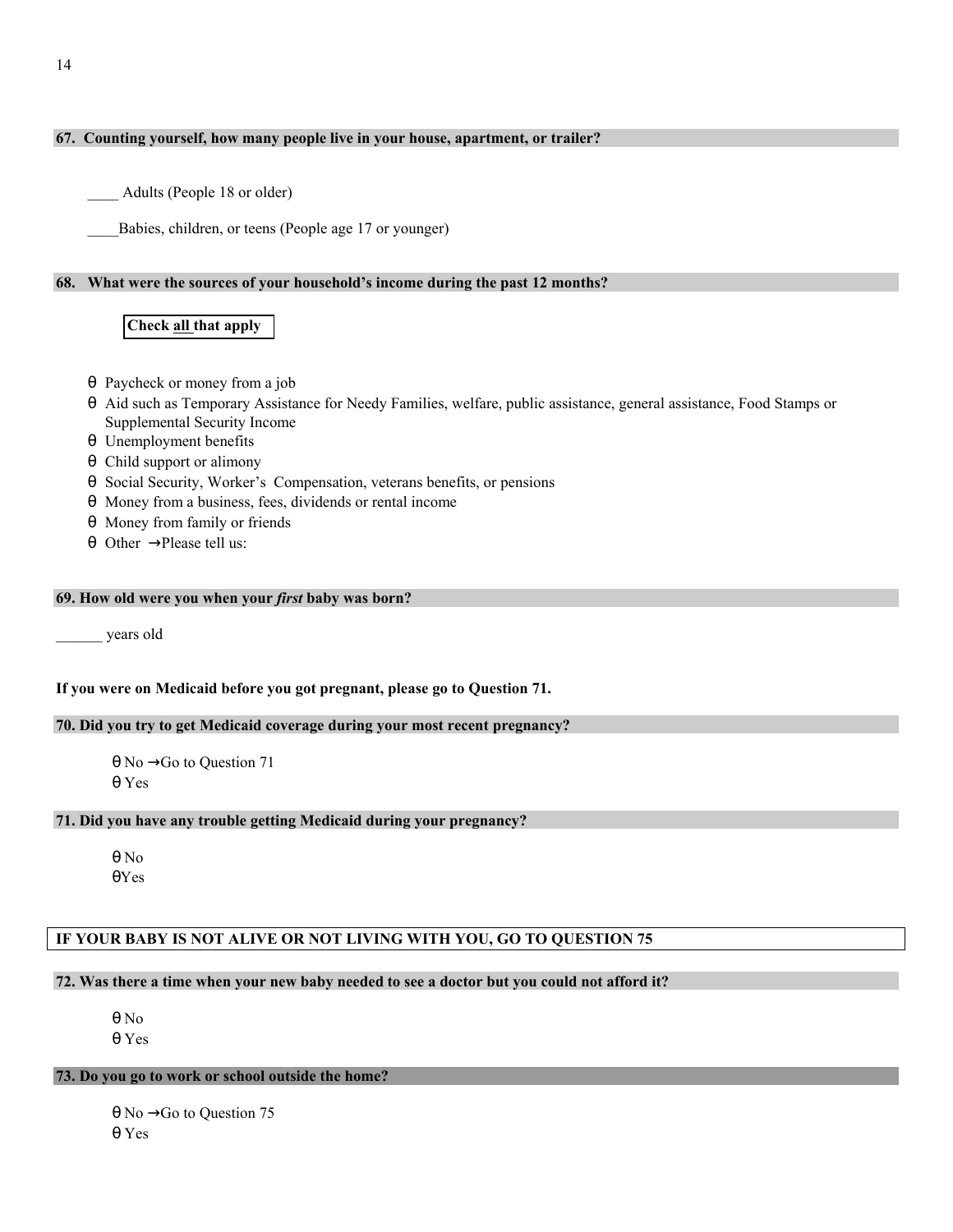**67. Counting yourself, how many people live in your house, apartment, or trailer?**

____ Adults (People 18 or older)

____Babies, children, or teens (People age 17 or younger)

**68. What were the sources of your household's income during the past 12 months?**

**Check all that apply**

- ○ Paycheck or money from a job
- ○ Aid such as Temporary Assistance for Needy Families, welfare, public assistance, general assistance, Food Stamps or Supplemental Security Income
- ○ Unemployment benefits
- ○ Child support or alimony
- ○ Social Security, Worker's Compensation, veterans benefits, or pensions
- ○ Money from a business, fees, dividends or rental income
- ○ Money from family or friends
- ○ Other →Please tell us:

**69. How old were you when your *first* baby was born?**

______ years old

**If you were on Medicaid before you got pregnant, please go to Question 71.**

**70. Did you try to get Medicaid coverage during your most recent pregnancy?**

- ○ No →Go to Question 71
- ○ Yes

**71. Did you have any trouble getting Medicaid during your pregnancy?**

- ○ No
- ○ Yes

**IF YOUR BABY IS NOT ALIVE OR NOT LIVING WITH YOU, GO TO QUESTION 75**

**72. Was there a time when your new baby needed to see a doctor but you could not afford it?**

- ○ No
- ○ Yes

**73. Do you go to work or school outside the home?**

- ○ No →Go to Question 75
- ○ Yes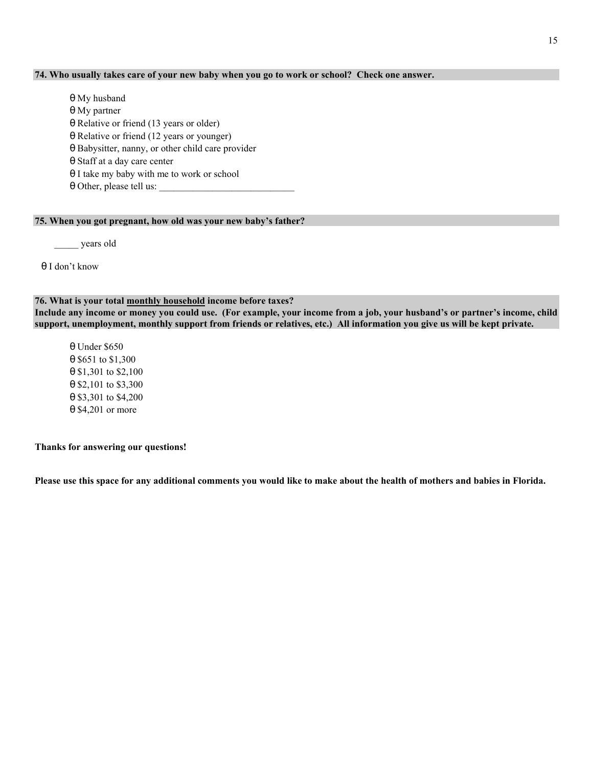**74. Who usually takes care of your new baby when you go to work or school? Check one answer.**

- θ My husband
- θ My partner
- θ Relative or friend (13 years or older)
- θ Relative or friend (12 years or younger)
- θ Babysitter, nanny, or other child care provider
- θ Staff at a day care center
- θ I take my baby with me to work or school
- θ Other, please tell us: ____________________________

**75. When you got pregnant, how old was your new baby's father?**

_____ years old

θ I don't know

**76. What is your total <u>monthly household</u> income before taxes?**
**Include any income or money you could use. (For example, your income from a job, your husband's or partner's income, child support, unemployment, monthly support from friends or relatives, etc.) All information you give us will be kept private.**

- θ Under $650
- θ $651 to $1,300
- θ $1,301 to $2,100
- θ $2,101 to $3,300
- θ $3,301 to $4,200
- θ $4,201 or more

**Thanks for answering our questions!**

**Please use this space for any additional comments you would like to make about the health of mothers and babies in Florida.**